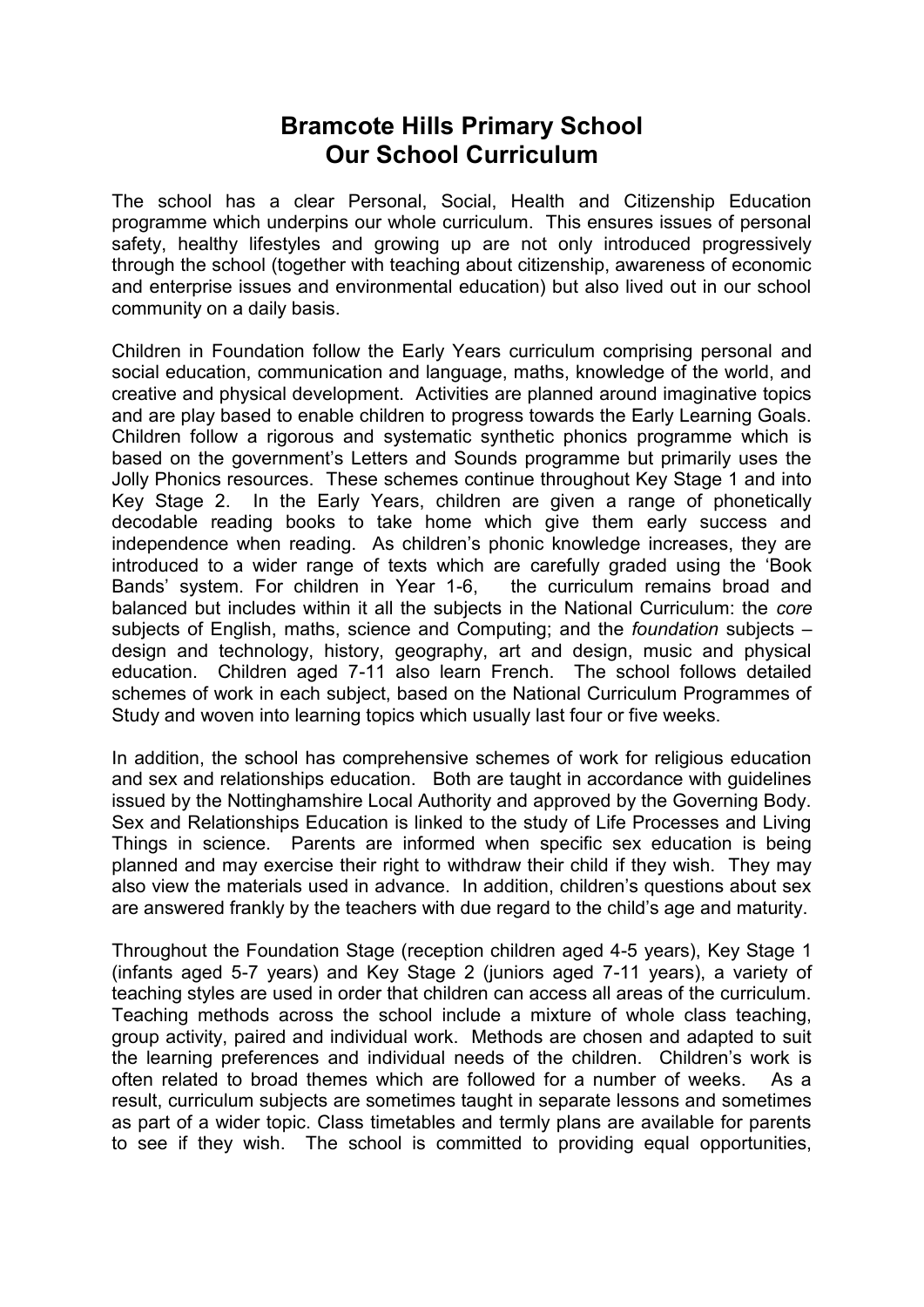# Bramcote Hills Primary School
# Our School Curriculum

The school has a clear Personal, Social, Health and Citizenship Education programme which underpins our whole curriculum. This ensures issues of personal safety, healthy lifestyles and growing up are not only introduced progressively through the school (together with teaching about citizenship, awareness of economic and enterprise issues and environmental education) but also lived out in our school community on a daily basis.

Children in Foundation follow the Early Years curriculum comprising personal and social education, communication and language, maths, knowledge of the world, and creative and physical development. Activities are planned around imaginative topics and are play based to enable children to progress towards the Early Learning Goals. Children follow a rigorous and systematic synthetic phonics programme which is based on the government's Letters and Sounds programme but primarily uses the Jolly Phonics resources. These schemes continue throughout Key Stage 1 and into Key Stage 2. In the Early Years, children are given a range of phonetically decodable reading books to take home which give them early success and independence when reading. As children's phonic knowledge increases, they are introduced to a wider range of texts which are carefully graded using the 'Book Bands' system. For children in Year 1-6, the curriculum remains broad and balanced but includes within it all the subjects in the National Curriculum: the *core* subjects of English, maths, science and Computing; and the *foundation* subjects – design and technology, history, geography, art and design, music and physical education. Children aged 7-11 also learn French. The school follows detailed schemes of work in each subject, based on the National Curriculum Programmes of Study and woven into learning topics which usually last four or five weeks.

In addition, the school has comprehensive schemes of work for religious education and sex and relationships education. Both are taught in accordance with guidelines issued by the Nottinghamshire Local Authority and approved by the Governing Body. Sex and Relationships Education is linked to the study of Life Processes and Living Things in science. Parents are informed when specific sex education is being planned and may exercise their right to withdraw their child if they wish. They may also view the materials used in advance. In addition, children's questions about sex are answered frankly by the teachers with due regard to the child's age and maturity.

Throughout the Foundation Stage (reception children aged 4-5 years), Key Stage 1 (infants aged 5-7 years) and Key Stage 2 (juniors aged 7-11 years), a variety of teaching styles are used in order that children can access all areas of the curriculum. Teaching methods across the school include a mixture of whole class teaching, group activity, paired and individual work. Methods are chosen and adapted to suit the learning preferences and individual needs of the children. Children's work is often related to broad themes which are followed for a number of weeks. As a result, curriculum subjects are sometimes taught in separate lessons and sometimes as part of a wider topic. Class timetables and termly plans are available for parents to see if they wish. The school is committed to providing equal opportunities,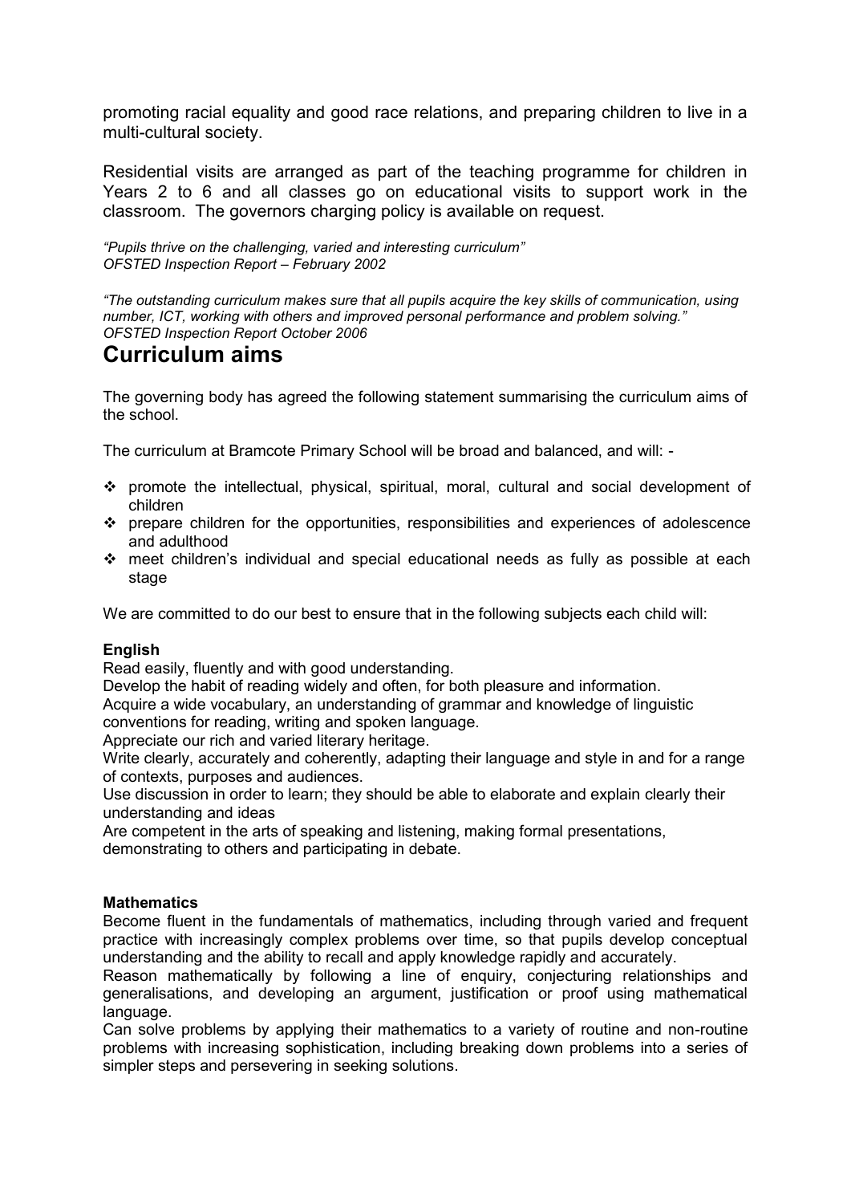promoting racial equality and good race relations, and preparing children to live in a multi-cultural society.

Residential visits are arranged as part of the teaching programme for children in Years 2 to 6 and all classes go on educational visits to support work in the classroom. The governors charging policy is available on request.

*"Pupils thrive on the challenging, varied and interesting curriculum"*
*OFSTED Inspection Report – February 2002*

*"The outstanding curriculum makes sure that all pupils acquire the key skills of communication, using number, ICT, working with others and improved personal performance and problem solving."*
*OFSTED Inspection Report October 2006*

# Curriculum aims

The governing body has agreed the following statement summarising the curriculum aims of the school.

The curriculum at Bramcote Primary School will be broad and balanced, and will: -

- promote the intellectual, physical, spiritual, moral, cultural and social development of children
- prepare children for the opportunities, responsibilities and experiences of adolescence and adulthood
- meet children's individual and special educational needs as fully as possible at each stage

We are committed to do our best to ensure that in the following subjects each child will:

**English**
Read easily, fluently and with good understanding.
Develop the habit of reading widely and often, for both pleasure and information.
Acquire a wide vocabulary, an understanding of grammar and knowledge of linguistic conventions for reading, writing and spoken language.
Appreciate our rich and varied literary heritage.
Write clearly, accurately and coherently, adapting their language and style in and for a range of contexts, purposes and audiences.
Use discussion in order to learn; they should be able to elaborate and explain clearly their understanding and ideas
Are competent in the arts of speaking and listening, making formal presentations, demonstrating to others and participating in debate.

**Mathematics**
Become fluent in the fundamentals of mathematics, including through varied and frequent practice with increasingly complex problems over time, so that pupils develop conceptual understanding and the ability to recall and apply knowledge rapidly and accurately.
Reason mathematically by following a line of enquiry, conjecturing relationships and generalisations, and developing an argument, justification or proof using mathematical language.
Can solve problems by applying their mathematics to a variety of routine and non-routine problems with increasing sophistication, including breaking down problems into a series of simpler steps and persevering in seeking solutions.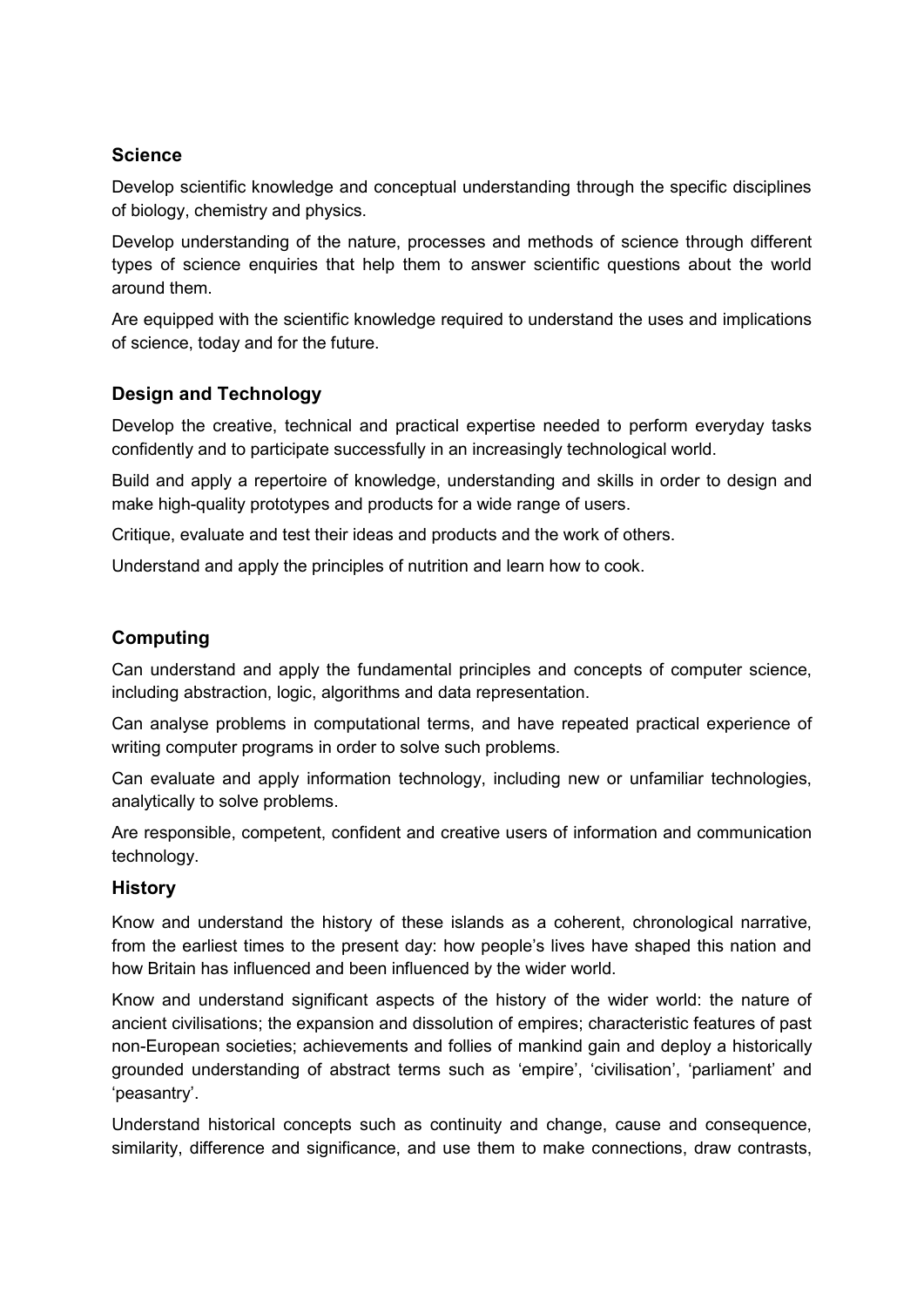## Science

Develop scientific knowledge and conceptual understanding through the specific disciplines of biology, chemistry and physics.

Develop understanding of the nature, processes and methods of science through different types of science enquiries that help them to answer scientific questions about the world around them.

Are equipped with the scientific knowledge required to understand the uses and implications of science, today and for the future.

## Design and Technology

Develop the creative, technical and practical expertise needed to perform everyday tasks confidently and to participate successfully in an increasingly technological world.

Build and apply a repertoire of knowledge, understanding and skills in order to design and make high-quality prototypes and products for a wide range of users.

Critique, evaluate and test their ideas and products and the work of others.

Understand and apply the principles of nutrition and learn how to cook.

## Computing

Can understand and apply the fundamental principles and concepts of computer science, including abstraction, logic, algorithms and data representation.

Can analyse problems in computational terms, and have repeated practical experience of writing computer programs in order to solve such problems.

Can evaluate and apply information technology, including new or unfamiliar technologies, analytically to solve problems.

Are responsible, competent, confident and creative users of information and communication technology.

## History

Know and understand the history of these islands as a coherent, chronological narrative, from the earliest times to the present day: how people's lives have shaped this nation and how Britain has influenced and been influenced by the wider world.

Know and understand significant aspects of the history of the wider world: the nature of ancient civilisations; the expansion and dissolution of empires; characteristic features of past non-European societies; achievements and follies of mankind gain and deploy a historically grounded understanding of abstract terms such as 'empire', 'civilisation', 'parliament' and 'peasantry'.

Understand historical concepts such as continuity and change, cause and consequence, similarity, difference and significance, and use them to make connections, draw contrasts,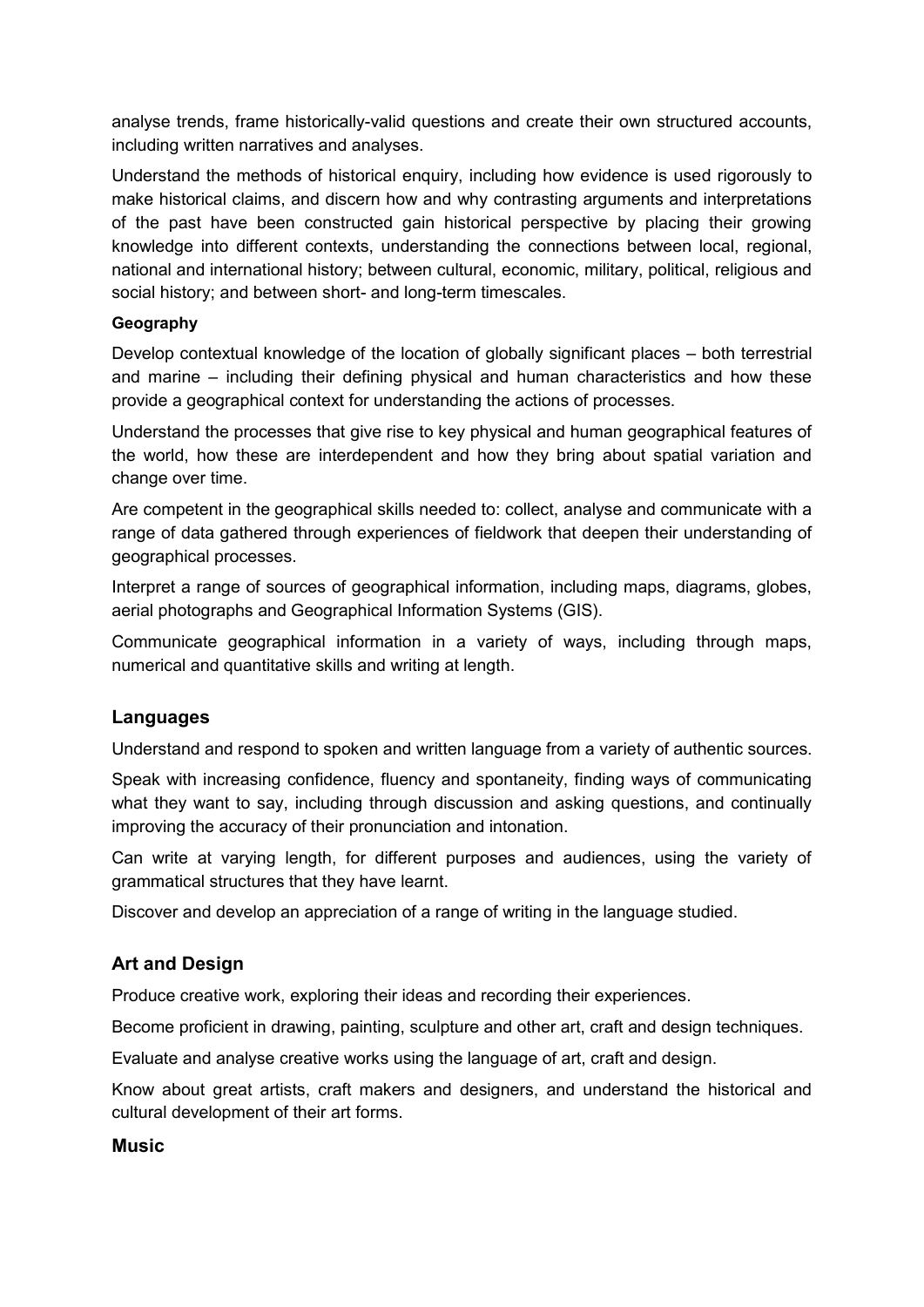analyse trends, frame historically-valid questions and create their own structured accounts, including written narratives and analyses.

Understand the methods of historical enquiry, including how evidence is used rigorously to make historical claims, and discern how and why contrasting arguments and interpretations of the past have been constructed gain historical perspective by placing their growing knowledge into different contexts, understanding the connections between local, regional, national and international history; between cultural, economic, military, political, religious and social history; and between short- and long-term timescales.

#### Geography

Develop contextual knowledge of the location of globally significant places – both terrestrial and marine – including their defining physical and human characteristics and how these provide a geographical context for understanding the actions of processes.

Understand the processes that give rise to key physical and human geographical features of the world, how these are interdependent and how they bring about spatial variation and change over time.

Are competent in the geographical skills needed to: collect, analyse and communicate with a range of data gathered through experiences of fieldwork that deepen their understanding of geographical processes.

Interpret a range of sources of geographical information, including maps, diagrams, globes, aerial photographs and Geographical Information Systems (GIS).

Communicate geographical information in a variety of ways, including through maps, numerical and quantitative skills and writing at length.

### Languages

Understand and respond to spoken and written language from a variety of authentic sources.

Speak with increasing confidence, fluency and spontaneity, finding ways of communicating what they want to say, including through discussion and asking questions, and continually improving the accuracy of their pronunciation and intonation.

Can write at varying length, for different purposes and audiences, using the variety of grammatical structures that they have learnt.

Discover and develop an appreciation of a range of writing in the language studied.

### Art and Design

Produce creative work, exploring their ideas and recording their experiences.

Become proficient in drawing, painting, sculpture and other art, craft and design techniques.

Evaluate and analyse creative works using the language of art, craft and design.

Know about great artists, craft makers and designers, and understand the historical and cultural development of their art forms.

### Music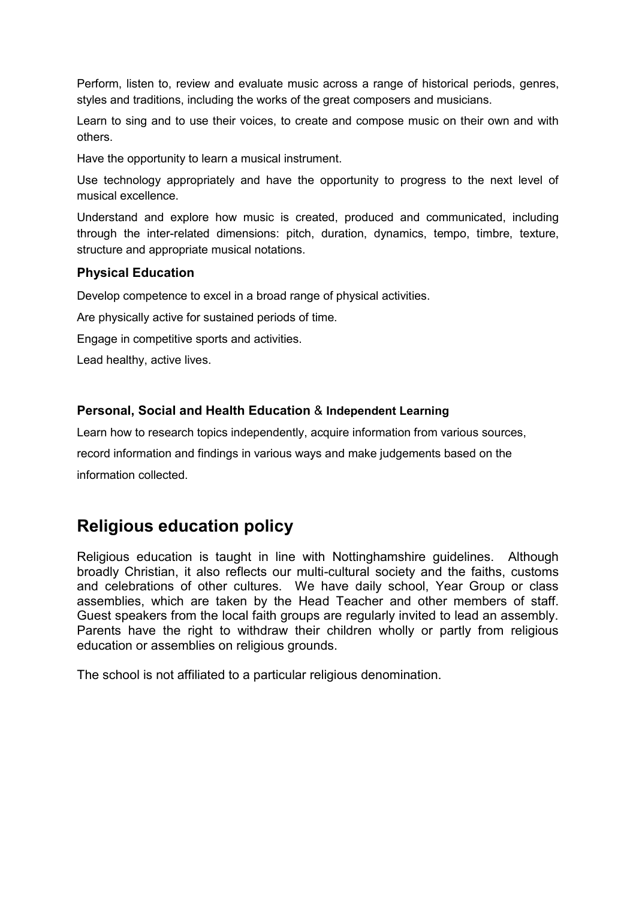Perform, listen to, review and evaluate music across a range of historical periods, genres, styles and traditions, including the works of the great composers and musicians.

Learn to sing and to use their voices, to create and compose music on their own and with others.

Have the opportunity to learn a musical instrument.

Use technology appropriately and have the opportunity to progress to the next level of musical excellence.

Understand and explore how music is created, produced and communicated, including through the inter-related dimensions: pitch, duration, dynamics, tempo, timbre, texture, structure and appropriate musical notations.

### Physical Education

Develop competence to excel in a broad range of physical activities.

Are physically active for sustained periods of time.

Engage in competitive sports and activities.

Lead healthy, active lives.

### Personal, Social and Health Education & Independent Learning

Learn how to research topics independently, acquire information from various sources, record information and findings in various ways and make judgements based on the information collected.

## Religious education policy

Religious education is taught in line with Nottinghamshire guidelines. Although broadly Christian, it also reflects our multi-cultural society and the faiths, customs and celebrations of other cultures. We have daily school, Year Group or class assemblies, which are taken by the Head Teacher and other members of staff. Guest speakers from the local faith groups are regularly invited to lead an assembly. Parents have the right to withdraw their children wholly or partly from religious education or assemblies on religious grounds.

The school is not affiliated to a particular religious denomination.